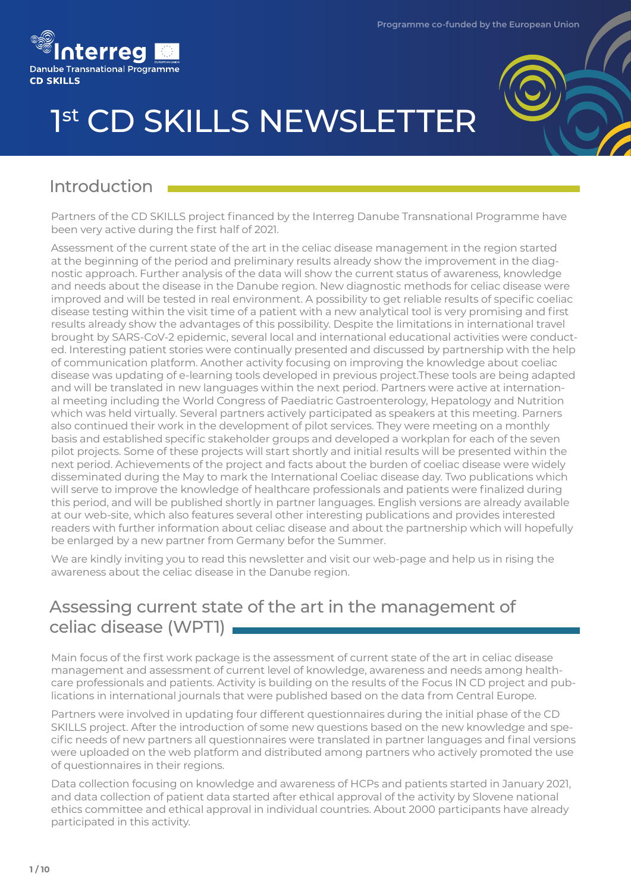Programme co-funded by the European Union

Interreg
Danube Transnational Programme
CD SKILLS

# 1st CD SKILLS NEWSLETTER

## Introduction

Partners of the CD SKILLS project financed by the Interreg Danube Transnational Programme have been very active during the first half of 2021.

Assessment of the current state of the art in the celiac disease management in the region started at the beginning of the period and preliminary results already show the improvement in the diagnostic approach. Further analysis of the data will show the current status of awareness, knowledge and needs about the disease in the Danube region. New diagnostic methods for celiac disease were improved and will be tested in real environment. A possibility to get reliable results of specific coeliac disease testing within the visit time of a patient with a new analytical tool is very promising and first results already show the advantages of this possibility. Despite the limitations in international travel brought by SARS-CoV-2 epidemic, several local and international educational activities were conducted. Interesting patient stories were continually presented and discussed by partnership with the help of communication platform. Another activity focusing on improving the knowledge about coeliac disease was updating of e-learning tools developed in previous project.These tools are being adapted and will be translated in new languages within the next period. Partners were active at international meeting including the World Congress of Paediatric Gastroenterology, Hepatology and Nutrition which was held virtually. Several partners actively participated as speakers at this meeting. Parners also continued their work in the development of pilot services. They were meeting on a monthly basis and established specific stakeholder groups and developed a workplan for each of the seven pilot projects. Some of these projects will start shortly and initial results will be presented within the next period. Achievements of the project and facts about the burden of coeliac disease were widely disseminated during the May to mark the International Coeliac disease day. Two publications which will serve to improve the knowledge of healthcare professionals and patients were finalized during this period, and will be published shortly in partner languages. English versions are already available at our web-site, which also features several other interesting publications and provides interested readers with further information about celiac disease and about the partnership which will hopefully be enlarged by a new partner from Germany befor the Summer.

We are kindly inviting you to read this newsletter and visit our web-page and help us in rising the awareness about the celiac disease in the Danube region.

## Assessing current state of the art in the management of celiac disease (WPT1)

Main focus of the first work package is the assessment of current state of the art in celiac disease management and assessment of current level of knowledge, awareness and needs among healthcare professionals and patients. Activity is building on the results of the Focus IN CD project and publications in international journals that were published based on the data from Central Europe.

Partners were involved in updating four different questionnaires during the initial phase of the CD SKILLS project. After the introduction of some new questions based on the new knowledge and specific needs of new partners all questionnaires were translated in partner languages and final versions were uploaded on the web platform and distributed among partners who actively promoted the use of questionnaires in their regions.

Data collection focusing on knowledge and awareness of HCPs and patients started in January 2021, and data collection of patient data started after ethical approval of the activity by Slovene national ethics committee and ethical approval in individual countries. About 2000 participants have already participated in this activity.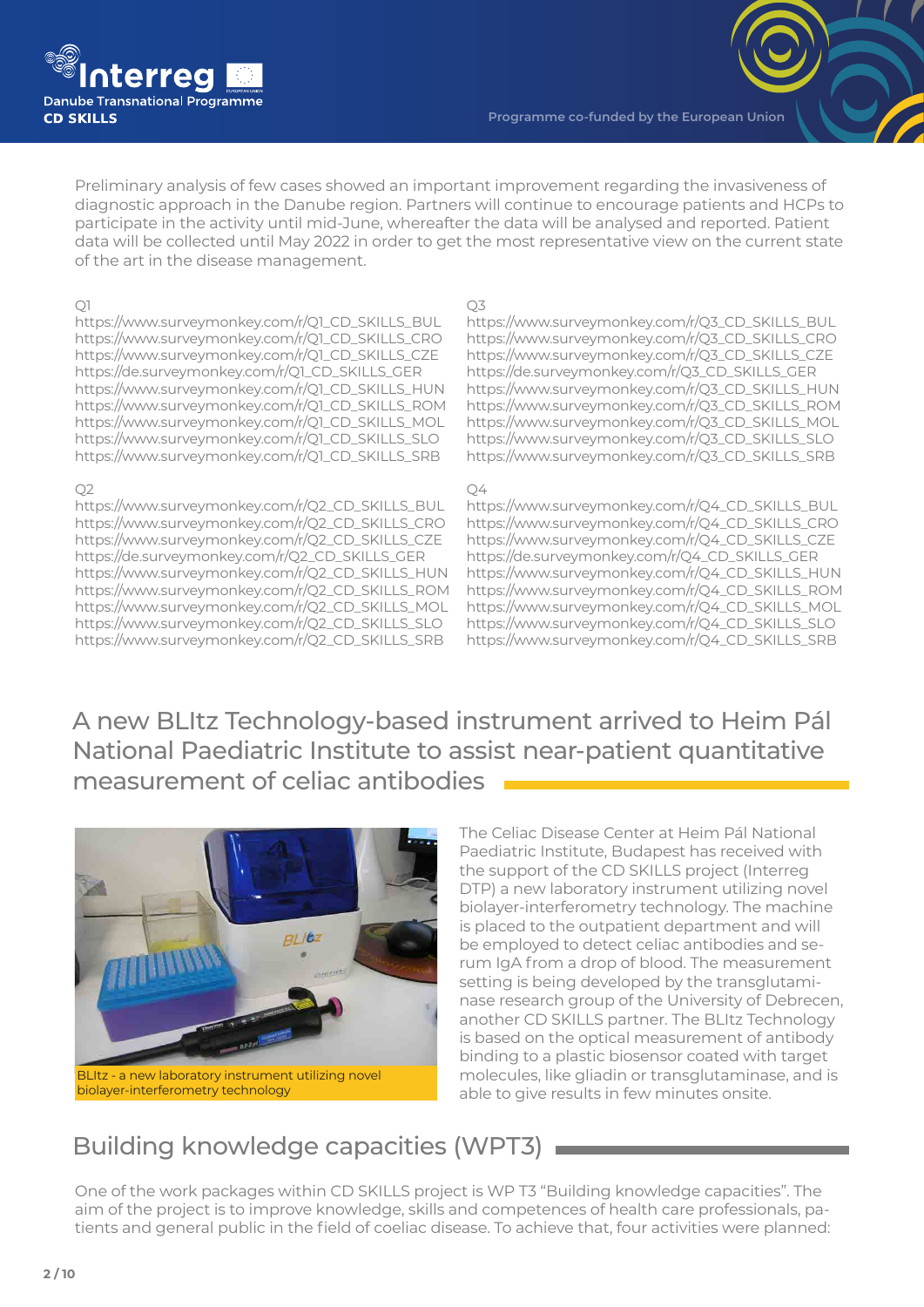Preliminary analysis of few cases showed an important improvement regarding the invasiveness of diagnostic approach in the Danube region. Partners will continue to encourage patients and HCPs to participate in the activity until mid-June, whereafter the data will be analysed and reported. Patient data will be collected until May 2022 in order to get the most representative view on the current state of the art in the disease management.

Q1
https://www.surveymonkey.com/r/Q1_CD_SKILLS_BUL
https://www.surveymonkey.com/r/Q1_CD_SKILLS_CRO
https://www.surveymonkey.com/r/Q1_CD_SKILLS_CZE
https://de.surveymonkey.com/r/Q1_CD_SKILLS_GER
https://www.surveymonkey.com/r/Q1_CD_SKILLS_HUN
https://www.surveymonkey.com/r/Q1_CD_SKILLS_ROM
https://www.surveymonkey.com/r/Q1_CD_SKILLS_MOL
https://www.surveymonkey.com/r/Q1_CD_SKILLS_SLO
https://www.surveymonkey.com/r/Q1_CD_SKILLS_SRB

Q2
https://www.surveymonkey.com/r/Q2_CD_SKILLS_BUL
https://www.surveymonkey.com/r/Q2_CD_SKILLS_CRO
https://www.surveymonkey.com/r/Q2_CD_SKILLS_CZE
https://de.surveymonkey.com/r/Q2_CD_SKILLS_GER
https://www.surveymonkey.com/r/Q2_CD_SKILLS_HUN
https://www.surveymonkey.com/r/Q2_CD_SKILLS_ROM
https://www.surveymonkey.com/r/Q2_CD_SKILLS_MOL
https://www.surveymonkey.com/r/Q2_CD_SKILLS_SLO
https://www.surveymonkey.com/r/Q2_CD_SKILLS_SRB

Q3
https://www.surveymonkey.com/r/Q3_CD_SKILLS_BUL
https://www.surveymonkey.com/r/Q3_CD_SKILLS_CRO
https://www.surveymonkey.com/r/Q3_CD_SKILLS_CZE
https://de.surveymonkey.com/r/Q3_CD_SKILLS_GER
https://www.surveymonkey.com/r/Q3_CD_SKILLS_HUN
https://www.surveymonkey.com/r/Q3_CD_SKILLS_ROM
https://www.surveymonkey.com/r/Q3_CD_SKILLS_MOL
https://www.surveymonkey.com/r/Q3_CD_SKILLS_SLO
https://www.surveymonkey.com/r/Q3_CD_SKILLS_SRB

Q4
https://www.surveymonkey.com/r/Q4_CD_SKILLS_BUL
https://www.surveymonkey.com/r/Q4_CD_SKILLS_CRO
https://www.surveymonkey.com/r/Q4_CD_SKILLS_CZE
https://de.surveymonkey.com/r/Q4_CD_SKILLS_GER
https://www.surveymonkey.com/r/Q4_CD_SKILLS_HUN
https://www.surveymonkey.com/r/Q4_CD_SKILLS_ROM
https://www.surveymonkey.com/r/Q4_CD_SKILLS_MOL
https://www.surveymonkey.com/r/Q4_CD_SKILLS_SLO
https://www.surveymonkey.com/r/Q4_CD_SKILLS_SRB

## A new BLItz Technology-based instrument arrived to Heim Pál National Paediatric Institute to assist near-patient quantitative measurement of celiac antibodies

BLItz - a new laboratory instrument utilizing novel biolayer-interferometry technology

The Celiac Disease Center at Heim Pál National Paediatric Institute, Budapest has received with the support of the CD SKILLS project (Interreg DTP) a new laboratory instrument utilizing novel biolayer-interferometry technology. The machine is placed to the outpatient department and will be employed to detect celiac antibodies and serum IgA from a drop of blood. The measurement setting is being developed by the transglutaminase research group of the University of Debrecen, another CD SKILLS partner. The BLItz Technology is based on the optical measurement of antibody binding to a plastic biosensor coated with target molecules, like gliadin or transglutaminase, and is able to give results in few minutes onsite.

## Building knowledge capacities (WPT3)

One of the work packages within CD SKILLS project is WP T3 "Building knowledge capacities". The aim of the project is to improve knowledge, skills and competences of health care professionals, patients and general public in the field of coeliac disease. To achieve that, four activities were planned: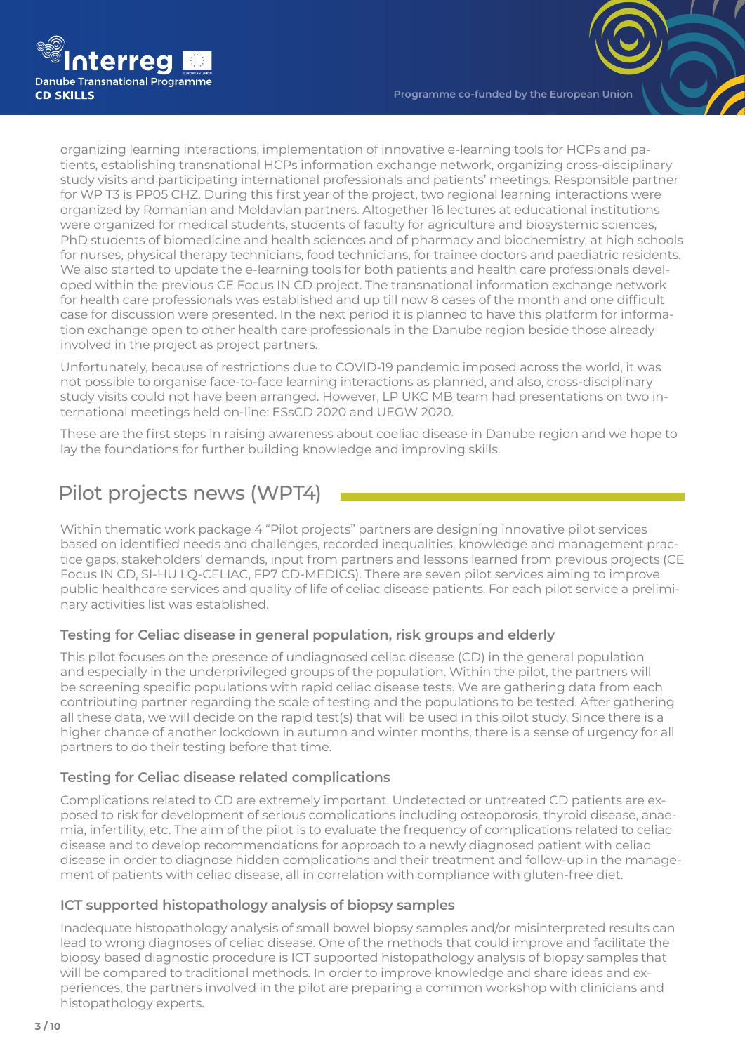organizing learning interactions, implementation of innovative e-learning tools for HCPs and patients, establishing transnational HCPs information exchange network, organizing cross-disciplinary study visits and participating international professionals and patients' meetings. Responsible partner for WP T3 is PP05 CHZ. During this first year of the project, two regional learning interactions were organized by Romanian and Moldavian partners. Altogether 16 lectures at educational institutions were organized for medical students, students of faculty for agriculture and biosystemic sciences, PhD students of biomedicine and health sciences and of pharmacy and biochemistry, at high schools for nurses, physical therapy technicians, food technicians, for trainee doctors and paediatric residents. We also started to update the e-learning tools for both patients and health care professionals developed within the previous CE Focus IN CD project. The transnational information exchange network for health care professionals was established and up till now 8 cases of the month and one difficult case for discussion were presented. In the next period it is planned to have this platform for information exchange open to other health care professionals in the Danube region beside those already involved in the project as project partners.

Unfortunately, because of restrictions due to COVID-19 pandemic imposed across the world, it was not possible to organise face-to-face learning interactions as planned, and also, cross-disciplinary study visits could not have been arranged. However, LP UKC MB team had presentations on two international meetings held on-line: ESsCD 2020 and UEGW 2020.

These are the first steps in raising awareness about coeliac disease in Danube region and we hope to lay the foundations for further building knowledge and improving skills.

## Pilot projects news (WPT4)

Within thematic work package 4 "Pilot projects" partners are designing innovative pilot services based on identified needs and challenges, recorded inequalities, knowledge and management practice gaps, stakeholders' demands, input from partners and lessons learned from previous projects (CE Focus IN CD, SI-HU LQ-CELIAC, FP7 CD-MEDICS). There are seven pilot services aiming to improve public healthcare services and quality of life of celiac disease patients. For each pilot service a preliminary activities list was established.

### Testing for Celiac disease in general population, risk groups and elderly

This pilot focuses on the presence of undiagnosed celiac disease (CD) in the general population and especially in the underprivileged groups of the population. Within the pilot, the partners will be screening specific populations with rapid celiac disease tests. We are gathering data from each contributing partner regarding the scale of testing and the populations to be tested. After gathering all these data, we will decide on the rapid test(s) that will be used in this pilot study. Since there is a higher chance of another lockdown in autumn and winter months, there is a sense of urgency for all partners to do their testing before that time.

### Testing for Celiac disease related complications

Complications related to CD are extremely important. Undetected or untreated CD patients are exposed to risk for development of serious complications including osteoporosis, thyroid disease, anaemia, infertility, etc. The aim of the pilot is to evaluate the frequency of complications related to celiac disease and to develop recommendations for approach to a newly diagnosed patient with celiac disease in order to diagnose hidden complications and their treatment and follow-up in the management of patients with celiac disease, all in correlation with compliance with gluten-free diet.

### ICT supported histopathology analysis of biopsy samples

Inadequate histopathology analysis of small bowel biopsy samples and/or misinterpreted results can lead to wrong diagnoses of celiac disease. One of the methods that could improve and facilitate the biopsy based diagnostic procedure is ICT supported histopathology analysis of biopsy samples that will be compared to traditional methods. In order to improve knowledge and share ideas and experiences, the partners involved in the pilot are preparing a common workshop with clinicians and histopathology experts.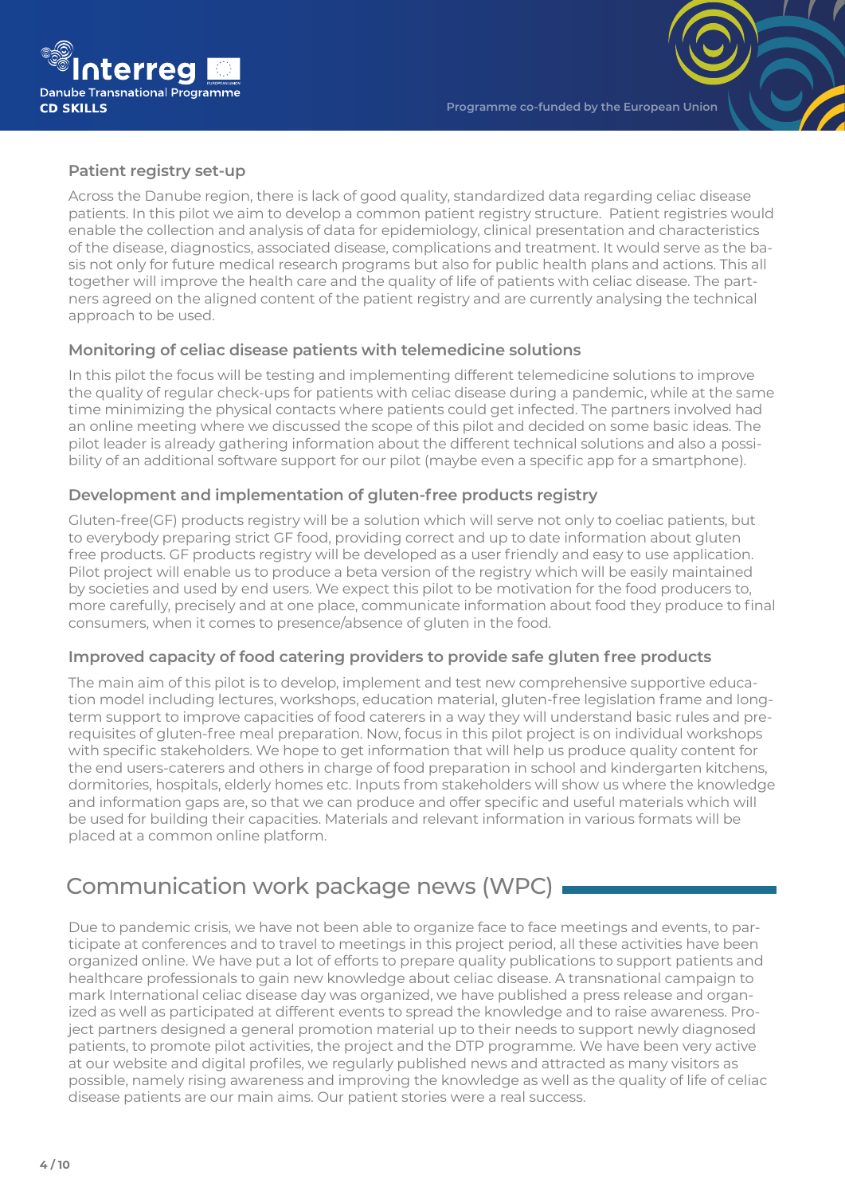### Patient registry set-up

Across the Danube region, there is lack of good quality, standardized data regarding celiac disease patients. In this pilot we aim to develop a common patient registry structure. Patient registries would enable the collection and analysis of data for epidemiology, clinical presentation and characteristics of the disease, diagnostics, associated disease, complications and treatment. It would serve as the basis not only for future medical research programs but also for public health plans and actions. This all together will improve the health care and the quality of life of patients with celiac disease. The partners agreed on the aligned content of the patient registry and are currently analysing the technical approach to be used.

### Monitoring of celiac disease patients with telemedicine solutions

In this pilot the focus will be testing and implementing different telemedicine solutions to improve the quality of regular check-ups for patients with celiac disease during a pandemic, while at the same time minimizing the physical contacts where patients could get infected. The partners involved had an online meeting where we discussed the scope of this pilot and decided on some basic ideas. The pilot leader is already gathering information about the different technical solutions and also a possibility of an additional software support for our pilot (maybe even a specific app for a smartphone).

### Development and implementation of gluten-free products registry

Gluten-free(GF) products registry will be a solution which will serve not only to coeliac patients, but to everybody preparing strict GF food, providing correct and up to date information about gluten free products. GF products registry will be developed as a user friendly and easy to use application. Pilot project will enable us to produce a beta version of the registry which will be easily maintained by societies and used by end users. We expect this pilot to be motivation for the food producers to, more carefully, precisely and at one place, communicate information about food they produce to final consumers, when it comes to presence/absence of gluten in the food.

### Improved capacity of food catering providers to provide safe gluten free products

The main aim of this pilot is to develop, implement and test new comprehensive supportive education model including lectures, workshops, education material, gluten-free legislation frame and long-term support to improve capacities of food caterers in a way they will understand basic rules and prerequisites of gluten-free meal preparation. Now, focus in this pilot project is on individual workshops with specific stakeholders. We hope to get information that will help us produce quality content for the end users-caterers and others in charge of food preparation in school and kindergarten kitchens, dormitories, hospitals, elderly homes etc. Inputs from stakeholders will show us where the knowledge and information gaps are, so that we can produce and offer specific and useful materials which will be used for building their capacities. Materials and relevant information in various formats will be placed at a common online platform.

## Communication work package news (WPC)

Due to pandemic crisis, we have not been able to organize face to face meetings and events, to participate at conferences and to travel to meetings in this project period, all these activities have been organized online. We have put a lot of efforts to prepare quality publications to support patients and healthcare professionals to gain new knowledge about celiac disease. A transnational campaign to mark International celiac disease day was organized, we have published a press release and organized as well as participated at different events to spread the knowledge and to raise awareness. Project partners designed a general promotion material up to their needs to support newly diagnosed patients, to promote pilot activities, the project and the DTP programme. We have been very active at our website and digital profiles, we regularly published news and attracted as many visitors as possible, namely rising awareness and improving the knowledge as well as the quality of life of celiac disease patients are our main aims. Our patient stories were a real success.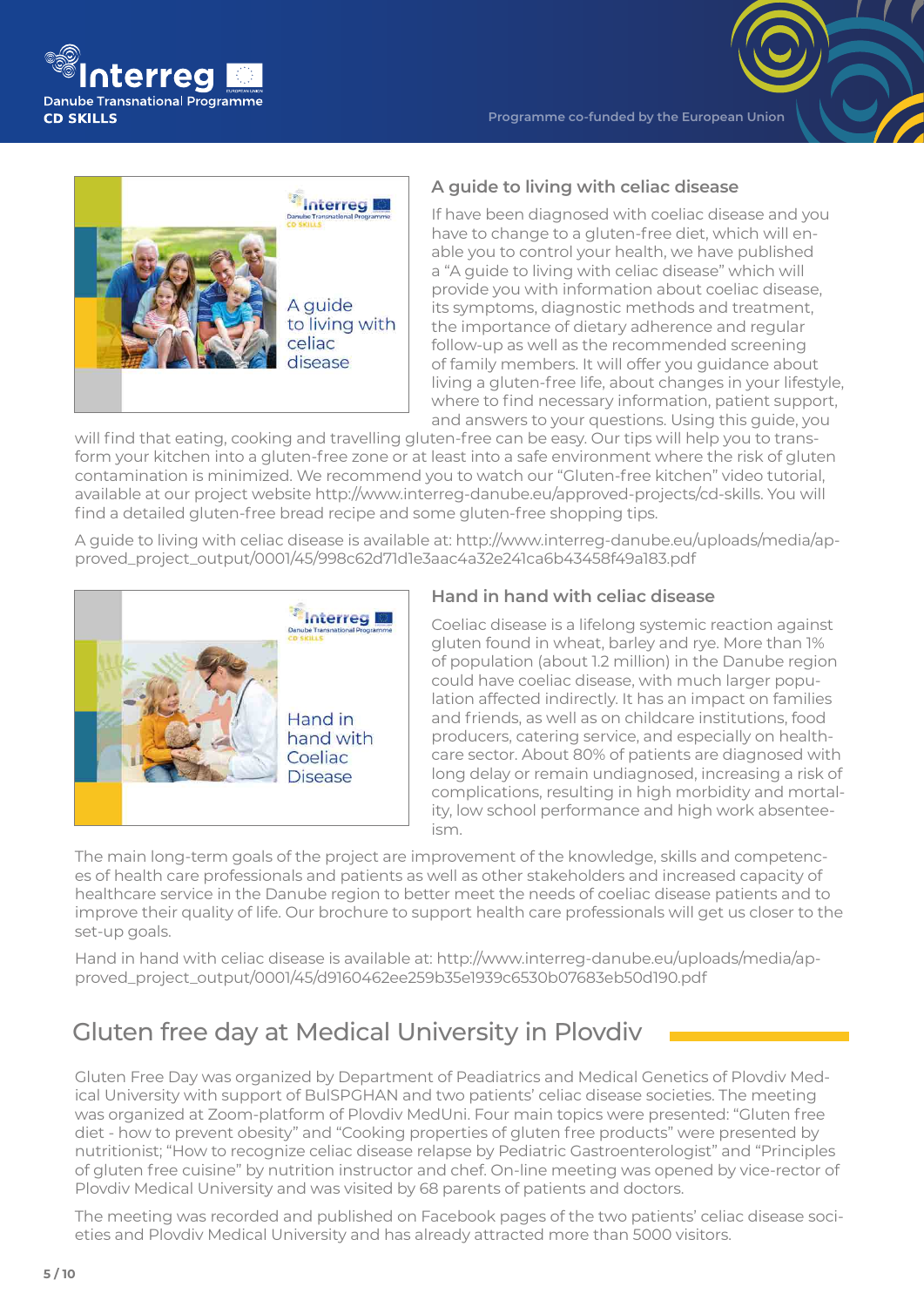### A guide to living with celiac disease

If have been diagnosed with coeliac disease and you have to change to a gluten-free diet, which will enable you to control your health, we have published a "A guide to living with celiac disease" which will provide you with information about coeliac disease, its symptoms, diagnostic methods and treatment, the importance of dietary adherence and regular follow-up as well as the recommended screening of family members. It will offer you guidance about living a gluten-free life, about changes in your lifestyle, where to find necessary information, patient support, and answers to your questions. Using this guide, you will find that eating, cooking and travelling gluten-free can be easy. Our tips will help you to transform your kitchen into a gluten-free zone or at least into a safe environment where the risk of gluten contamination is minimized. We recommend you to watch our "Gluten-free kitchen" video tutorial, available at our project website http://www.interreg-danube.eu/approved-projects/cd-skills. You will find a detailed gluten-free bread recipe and some gluten-free shopping tips.

A guide to living with celiac disease is available at: http://www.interreg-danube.eu/uploads/media/approved_project_output/0001/45/998c62d71d1e3aac4a32e241ca6b43458f49a183.pdf

### Hand in hand with celiac disease

Coeliac disease is a lifelong systemic reaction against gluten found in wheat, barley and rye. More than 1% of population (about 1.2 million) in the Danube region could have coeliac disease, with much larger population affected indirectly. It has an impact on families and friends, as well as on childcare institutions, food producers, catering service, and especially on healthcare sector. About 80% of patients are diagnosed with long delay or remain undiagnosed, increasing a risk of complications, resulting in high morbidity and mortality, low school performance and high work absenteeism.

The main long-term goals of the project are improvement of the knowledge, skills and competences of health care professionals and patients as well as other stakeholders and increased capacity of healthcare service in the Danube region to better meet the needs of coeliac disease patients and to improve their quality of life. Our brochure to support health care professionals will get us closer to the set-up goals.

Hand in hand with celiac disease is available at: http://www.interreg-danube.eu/uploads/media/approved_project_output/0001/45/d9160462ee259b35e1939c6530b07683eb50d190.pdf

## Gluten free day at Medical University in Plovdiv

Gluten Free Day was organized by Department of Peadiatrics and Medical Genetics of Plovdiv Medical University with support of BulSPGHAN and two patients' celiac disease societies. The meeting was organized at Zoom-platform of Plovdiv MedUni. Four main topics were presented: "Gluten free diet - how to prevent obesity" and "Cooking properties of gluten free products" were presented by nutritionist; "How to recognize celiac disease relapse by Pediatric Gastroenterologist" and "Principles of gluten free cuisine" by nutrition instructor and chef. On-line meeting was opened by vice-rector of Plovdiv Medical University and was visited by 68 parents of patients and doctors.

The meeting was recorded and published on Facebook pages of the two patients' celiac disease societies and Plovdiv Medical University and has already attracted more than 5000 visitors.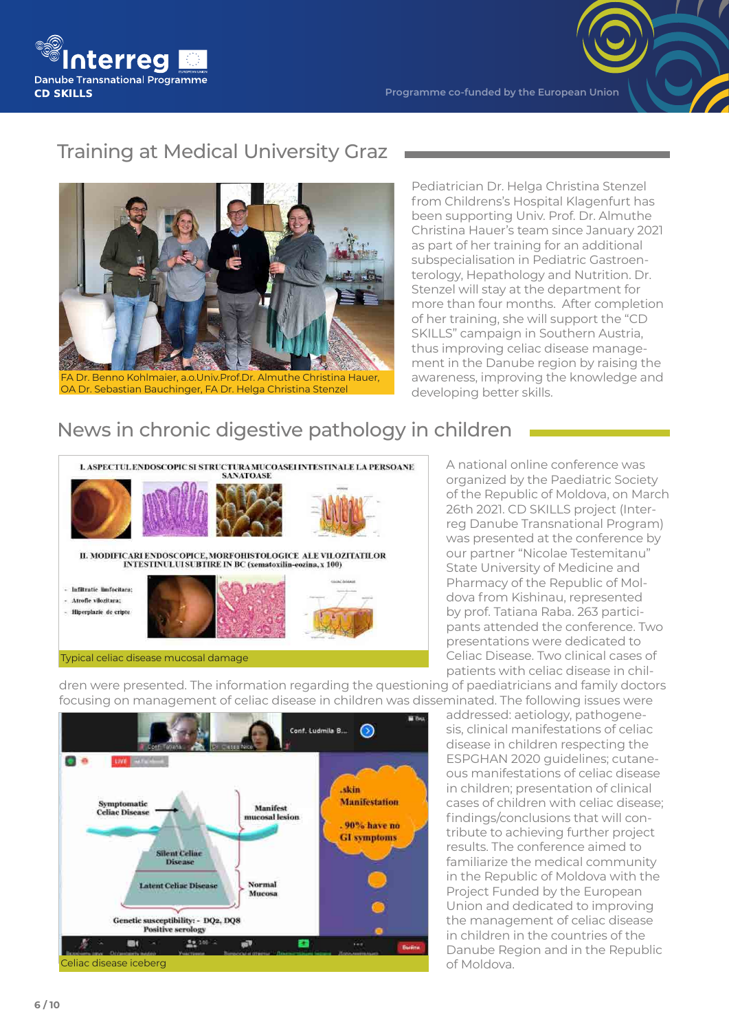## Training at Medical University Graz

FA Dr. Benno Kohlmaier, a.o.Univ.Prof.Dr. Almuthe Christina Hauer, OA Dr. Sebastian Bauchinger, FA Dr. Helga Christina Stenzel

Pediatrician Dr. Helga Christina Stenzel from Childrens's Hospital Klagenfurt has been supporting Univ. Prof. Dr. Almuthe Christina Hauer's team since January 2021 as part of her training for an additional subspecialisation in Pediatric Gastroenterology, Hepathology and Nutrition. Dr. Stenzel will stay at the department for more than four months. After completion of her training, she will support the "CD SKILLS" campaign in Southern Austria, thus improving celiac disease management in the Danube region by raising the awareness, improving the knowledge and developing better skills.

## News in chronic digestive pathology in children

Typical celiac disease mucosal damage

A national online conference was organized by the Paediatric Society of the Republic of Moldova, on March 26th 2021. CD SKILLS project (Interreg Danube Transnational Program) was presented at the conference by our partner "Nicolae Testemitanu" State University of Medicine and Pharmacy of the Republic of Moldova from Kishinau, represented by prof. Tatiana Raba. 263 participants attended the conference. Two presentations were dedicated to Celiac Disease. Two clinical cases of patients with celiac disease in children were presented. The information regarding the questioning of paediatricians and family doctors focusing on management of celiac disease in children was disseminated. The following issues were addressed: aetiology, pathogenesis, clinical manifestations of celiac disease in children respecting the ESPGHAN 2020 guidelines; cutaneous manifestations of celiac disease in children; presentation of clinical cases of children with celiac disease; findings/conclusions that will contribute to achieving further project results. The conference aimed to familiarize the medical community in the Republic of Moldova with the Project Funded by the European Union and dedicated to improving the management of celiac disease in children in the countries of the Danube Region and in the Republic of Moldova.

Celiac disease iceberg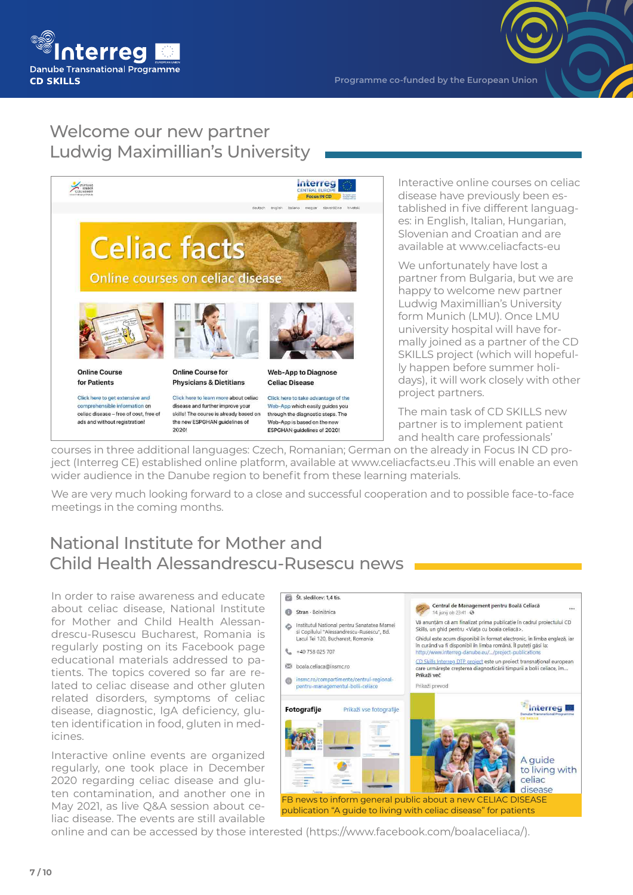## Welcome our new partner Ludwig Maximillian's University

Interactive online courses on celiac disease have previously been established in five different languages: in English, Italian, Hungarian, Slovenian and Croatian and are available at www.celiacfacts-eu

We unfortunately have lost a partner from Bulgaria, but we are happy to welcome new partner Ludwig Maximillian's University form Munich (LMU). Once LMU university hospital will have formally joined as a partner of the CD SKILLS project (which will hopefully happen before summer holidays), it will work closely with other project partners.

The main task of CD SKILLS new partner is to implement patient and health care professionals' courses in three additional languages: Czech, Romanian; German on the already in Focus IN CD project (Interreg CE) established online platform, available at www.celiacfacts.eu .This will enable an even wider audience in the Danube region to benefit from these learning materials.

We are very much looking forward to a close and successful cooperation and to possible face-to-face meetings in the coming months.

## National Institute for Mother and Child Health Alessandrescu-Rusescu news

In order to raise awareness and educate about celiac disease, National Institute for Mother and Child Health Alessandrescu-Rusescu Bucharest, Romania is regularly posting on its Facebook page educational materials addressed to patients. The topics covered so far are related to celiac disease and other gluten related disorders, symptoms of celiac disease, diagnostic, IgA deficiency, gluten identification in food, gluten in medicines.

Interactive online events are organized regularly, one took place in December 2020 regarding celiac disease and gluten contamination, and another one in May 2021, as live Q&A session about celiac disease. The events are still available online and can be accessed by those interested (https://www.facebook.com/boalaceliaca/).

FB news to inform general public about a new CELIAC DISEASE publication "A guide to living with celiac disease" for patients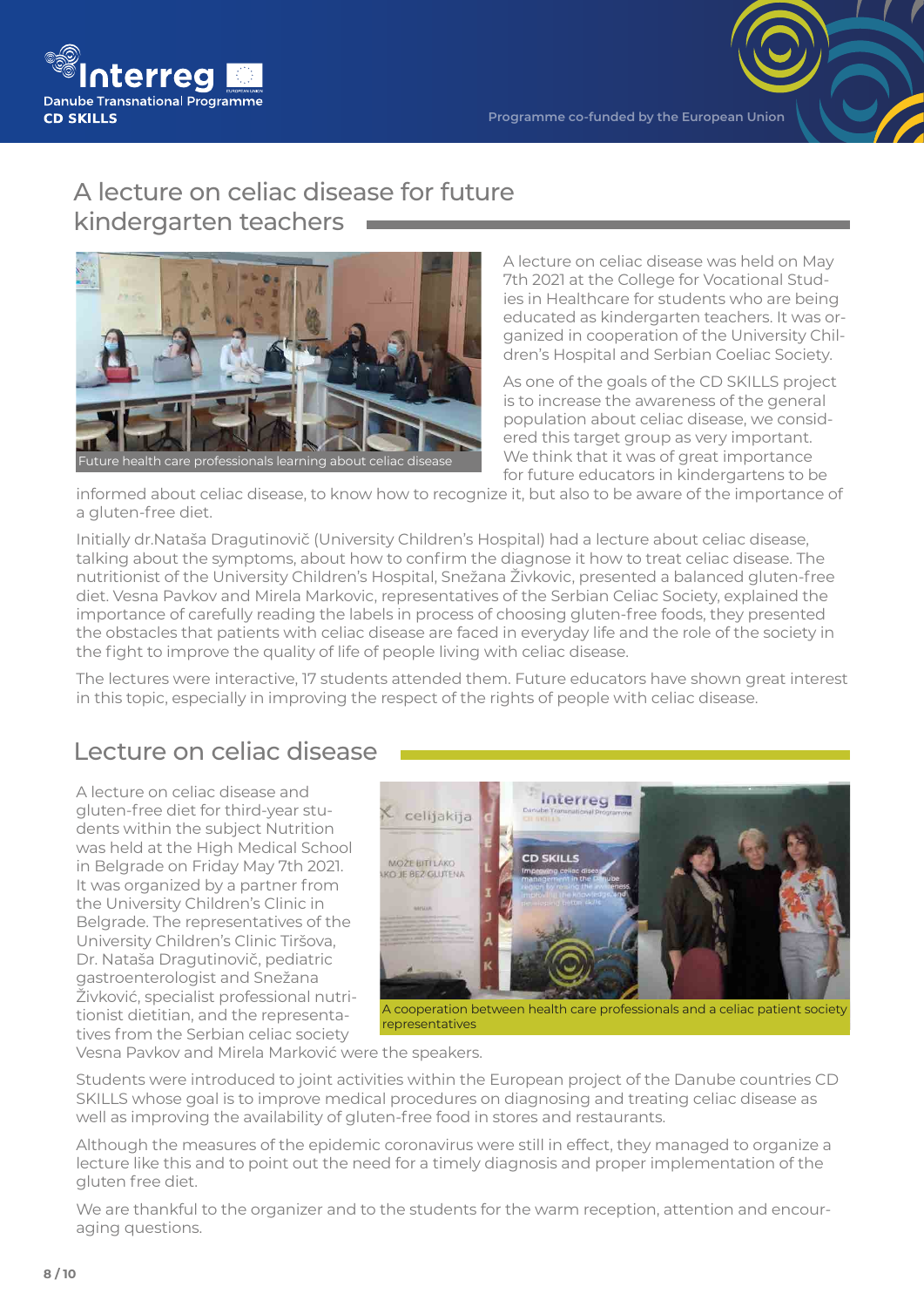## A lecture on celiac disease for future kindergarten teachers

Future health care professionals learning about celiac disease

A lecture on celiac disease was held on May 7th 2021 at the College for Vocational Studies in Healthcare for students who are being educated as kindergarten teachers. It was organized in cooperation of the University Children's Hospital and Serbian Coeliac Society.

As one of the goals of the CD SKILLS project is to increase the awareness of the general population about celiac disease, we considered this target group as very important. We think that it was of great importance for future educators in kindergartens to be informed about celiac disease, to know how to recognize it, but also to be aware of the importance of a gluten-free diet.

Initially dr.Nataša Dragutinovič (University Children's Hospital) had a lecture about celiac disease, talking about the symptoms, about how to confirm the diagnose it how to treat celiac disease. The nutritionist of the University Children's Hospital, Snežana Živkovic, presented a balanced gluten-free diet. Vesna Pavkov and Mirela Markovic, representatives of the Serbian Celiac Society, explained the importance of carefully reading the labels in process of choosing gluten-free foods, they presented the obstacles that patients with celiac disease are faced in everyday life and the role of the society in the fight to improve the quality of life of people living with celiac disease.

The lectures were interactive, 17 students attended them. Future educators have shown great interest in this topic, especially in improving the respect of the rights of people with celiac disease.

## Lecture on celiac disease

A lecture on celiac disease and gluten-free diet for third-year students within the subject Nutrition was held at the High Medical School in Belgrade on Friday May 7th 2021. It was organized by a partner from the University Children's Clinic in Belgrade. The representatives of the University Children's Clinic Tiršova, Dr. Nataša Dragutinović, pediatric gastroenterologist and Snežana Živković, specialist professional nutritionist dietitian, and the representatives from the Serbian celiac society Vesna Pavkov and Mirela Marković were the speakers.

A cooperation between health care professionals and a celiac patient society representatives

Students were introduced to joint activities within the European project of the Danube countries CD SKILLS whose goal is to improve medical procedures on diagnosing and treating celiac disease as well as improving the availability of gluten-free food in stores and restaurants.

Although the measures of the epidemic coronavirus were still in effect, they managed to organize a lecture like this and to point out the need for a timely diagnosis and proper implementation of the gluten free diet.

We are thankful to the organizer and to the students for the warm reception, attention and encouraging questions.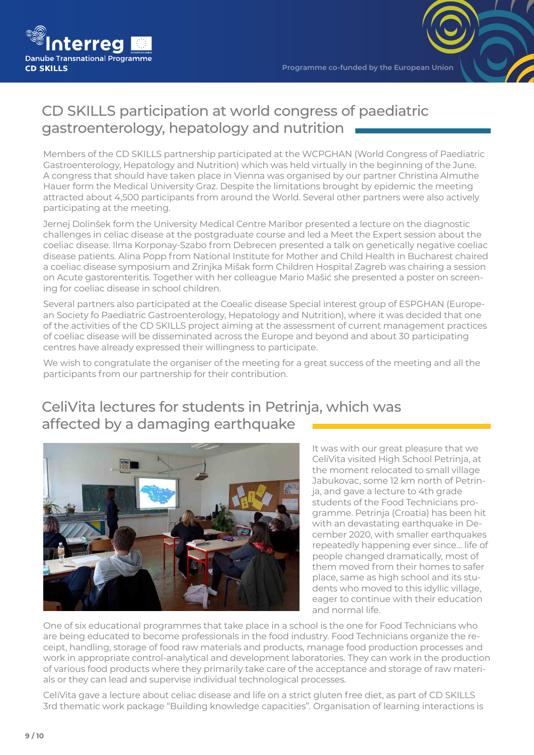## CD SKILLS participation at world congress of paediatric gastroenterology, hepatology and nutrition

Members of the CD SKILLS partnership participated at the WCPGHAN (World Congress of Paediatric Gastroenterology, Hepatology and Nutrition) which was held virtually in the beginning of the June. A congress that should have taken place in Vienna was organised by our partner Christina Almuthe Hauer form the Medical University Graz. Despite the limitations brought by epidemic the meeting attracted about 4,500 participants from around the World. Several other partners were also actively participating at the meeting.

Jernej Dolinšek form the University Medical Centre Maribor presented a lecture on the diagnostic challenges in celiac disease at the postgraduate course and led a Meet the Expert session about the coeliac disease. Ilma Korponay-Szabo from Debrecen presented a talk on genetically negative coeliac disease patients. Alina Popp from National Institute for Mother and Child Health in Bucharest chaired a coeliac disease symposium and Zrinjka Mišak form Children Hospital Zagreb was chairing a session on Acute gastorenteritis. Together with her colleague Mario Mašić she presented a poster on screening for coeliac disease in school children.

Several partners also participated at the Coealic disease Special interest group of ESPGHAN (European Society fo Paediatric Gastroenterology, Hepatology and Nutrition), where it was decided that one of the activities of the CD SKILLS project aiming at the assessment of current management practices of coeliac disease will be disseminated across the Europe and beyond and about 30 participating centres have already expressed their willingness to participate.

We wish to congratulate the organiser of the meeting for a great success of the meeting and all the participants from our partnership for their contribution.

## CeliVita lectures for students in Petrinja, which was affected by a damaging earthquake

It was with our great pleasure that we CeliVita visited High School Petrinja, at the moment relocated to small village Jabukovac, some 12 km north of Petrinja, and gave a lecture to 4th grade students of the Food Technicians programme. Petrinja (Croatia) has been hit with an devastating earthquake in December 2020, with smaller earthquakes repeatedly happening ever since... life of people changed dramatically, most of them moved from their homes to safer place, same as high school and its students who moved to this idyllic village, eager to continue with their education and normal life.

One of six educational programmes that take place in a school is the one for Food Technicians who are being educated to become professionals in the food industry. Food Technicians organize the receipt, handling, storage of food raw materials and products, manage food production processes and work in appropriate control-analytical and development laboratories. They can work in the production of various food products where they primarily take care of the acceptance and storage of raw materials or they can lead and supervise individual technological processes.

CeliVita gave a lecture about celiac disease and life on a strict gluten free diet, as part of CD SKILLS 3rd thematic work package "Building knowledge capacities". Organisation of learning interactions is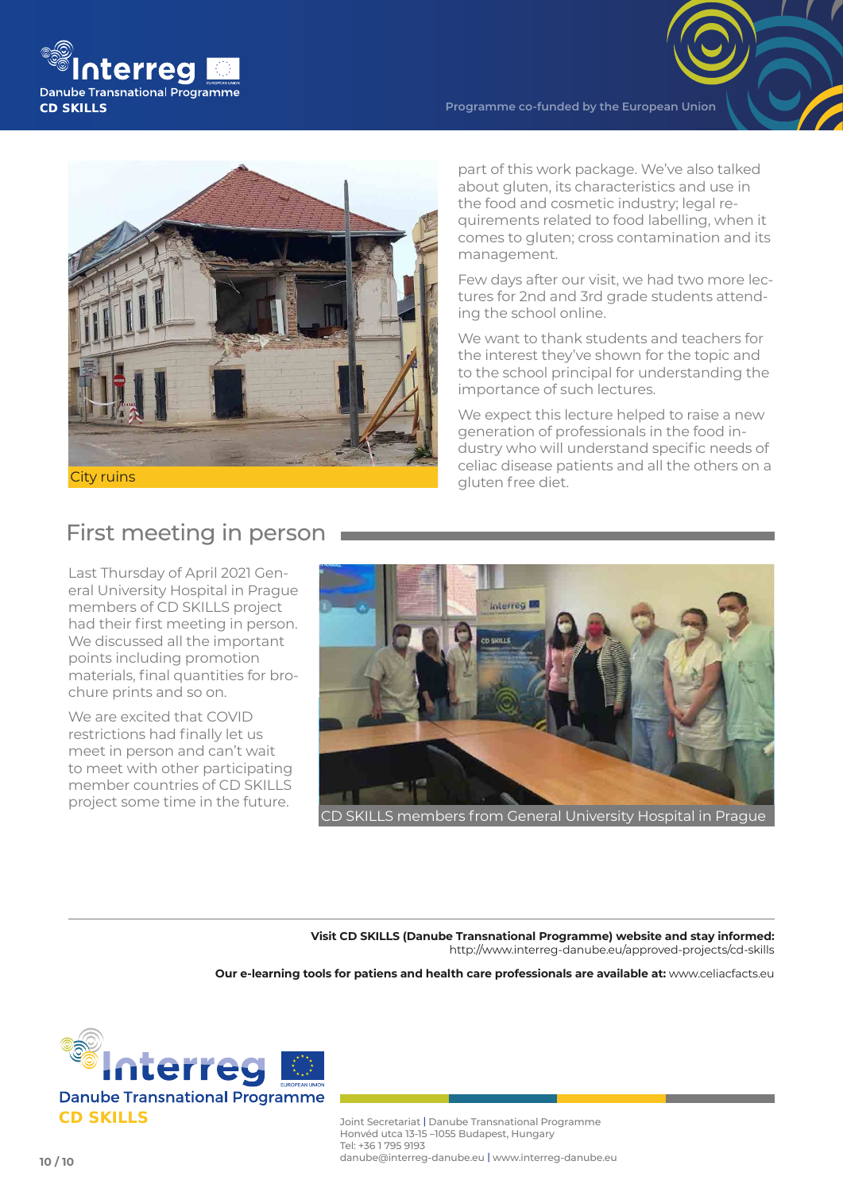City ruins

part of this work package. We've also talked about gluten, its characteristics and use in the food and cosmetic industry; legal requirements related to food labelling, when it comes to gluten; cross contamination and its management.

Few days after our visit, we had two more lectures for 2nd and 3rd grade students attending the school online.

We want to thank students and teachers for the interest they've shown for the topic and to the school principal for understanding the importance of such lectures.

We expect this lecture helped to raise a new generation of professionals in the food industry who will understand specific needs of celiac disease patients and all the others on a gluten free diet.

## First meeting in person

Last Thursday of April 2021 General University Hospital in Prague members of CD SKILLS project had their first meeting in person. We discussed all the important points including promotion materials, final quantities for brochure prints and so on.

We are excited that COVID restrictions had finally let us meet in person and can't wait to meet with other participating member countries of CD SKILLS project some time in the future.

CD SKILLS members from General University Hospital in Prague

**Visit CD SKILLS (Danube Transnational Programme) website and stay informed:**
http://www.interreg-danube.eu/approved-projects/cd-skills

**Our e-learning tools for patiens and health care professionals are available at:** www.celiacfacts.eu

Interreg
Danube Transnational Programme
CD SKILLS

Joint Secretariat | Danube Transnational Programme
Honvéd utca 13-15 –1055 Budapest, Hungary
Tel: +36 1 795 9193
danube@interreg-danube.eu | www.interreg-danube.eu